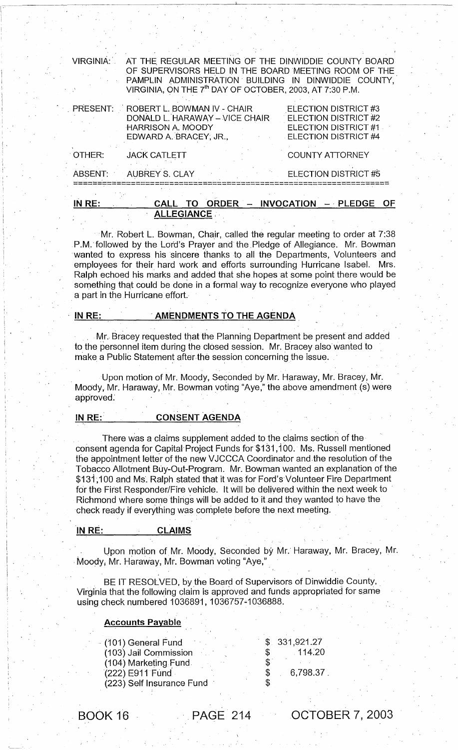VIRGINIA: AT THE REGULAR MEETING OF THE DINWIDDIE COUNTY BOARD OF SUPERVISORS HELD IN THE BOARD MEETING ROOM OF THE PAMPLIN ADMINISTRATION BUILDING IN DINWIDDIE COUNTY, VIRGINIA, ON THE 7th DAY OF OCTOBER, 2003, AT 7:30 P.M.

| | | |
|---|---|---|
| PRESENT: | ROBERT L. BOWMAN IV - CHAIR | ELECTION DISTRICT #3 |
| | DONALD L. HARAWAY – VICE CHAIR | ELECTION DISTRICT #2 |
| | HARRISON A. MOODY | ELECTION DISTRICT #1 |
| | EDWARD A. BRACEY, JR., | ELECTION DISTRICT #4 |
| OTHER: | JACK CATLETT | COUNTY ATTORNEY |
| ABSENT: | AUBREY S. CLAY | ELECTION DISTRICT #5 |

## IN RE: CALL TO ORDER – INVOCATION – PLEDGE OF ALLEGIANCE

Mr. Robert L. Bowman, Chair, called the regular meeting to order at 7:38 P.M. followed by the Lord's Prayer and the Pledge of Allegiance. Mr. Bowman wanted to express his sincere thanks to all the Departments, Volunteers and employees for their hard work and efforts surrounding Hurricane Isabel. Mrs. Ralph echoed his marks and added that she hopes at some point there would be something that could be done in a formal way to recognize everyone who played a part in the Hurricane effort.

## IN RE: AMENDMENTS TO THE AGENDA

Mr. Bracey requested that the Planning Department be present and added to the personnel item during the closed session. Mr. Bracey also wanted to make a Public Statement after the session concerning the issue.

Upon motion of Mr. Moody, Seconded by Mr. Haraway, Mr. Bracey, Mr. Moody, Mr. Haraway, Mr. Bowman voting "Aye," the above amendment (s) were approved.

## IN RE: CONSENT AGENDA

There was a claims supplement added to the claims section of the consent agenda for Capital Project Funds for $131,100. Ms. Russell mentioned the appointment letter of the new VJCCCA Coordinator and the resolution of the Tobacco Allotment Buy-Out-Program. Mr. Bowman wanted an explanation of the $131,100 and Ms. Ralph stated that it was for Ford's Volunteer Fire Department for the First Responder/Fire vehicle. It will be delivered within the next week to Richmond where some things will be added to it and they wanted to have the check ready if everything was complete before the next meeting.

## IN RE: CLAIMS

Upon motion of Mr. Moody, Seconded by Mr. Haraway, Mr. Bracey, Mr. Moody, Mr. Haraway, Mr. Bowman voting "Aye,"

BE IT RESOLVED, by the Board of Supervisors of Dinwiddie County, Virginia that the following claim is approved and funds appropriated for same using check numbered 1036891, 1036757-1036888.

**Accounts Payable**

| | |
|---|---|
| (101) General Fund | $ 331,921.27 |
| (103) Jail Commission | $ 114.20 |
| (104) Marketing Fund | $ |
| (222) E911 Fund | $ 6,798.37 |
| (223) Self Insurance Fund | $ |

BOOK 16 PAGE 214 OCTOBER 7, 2003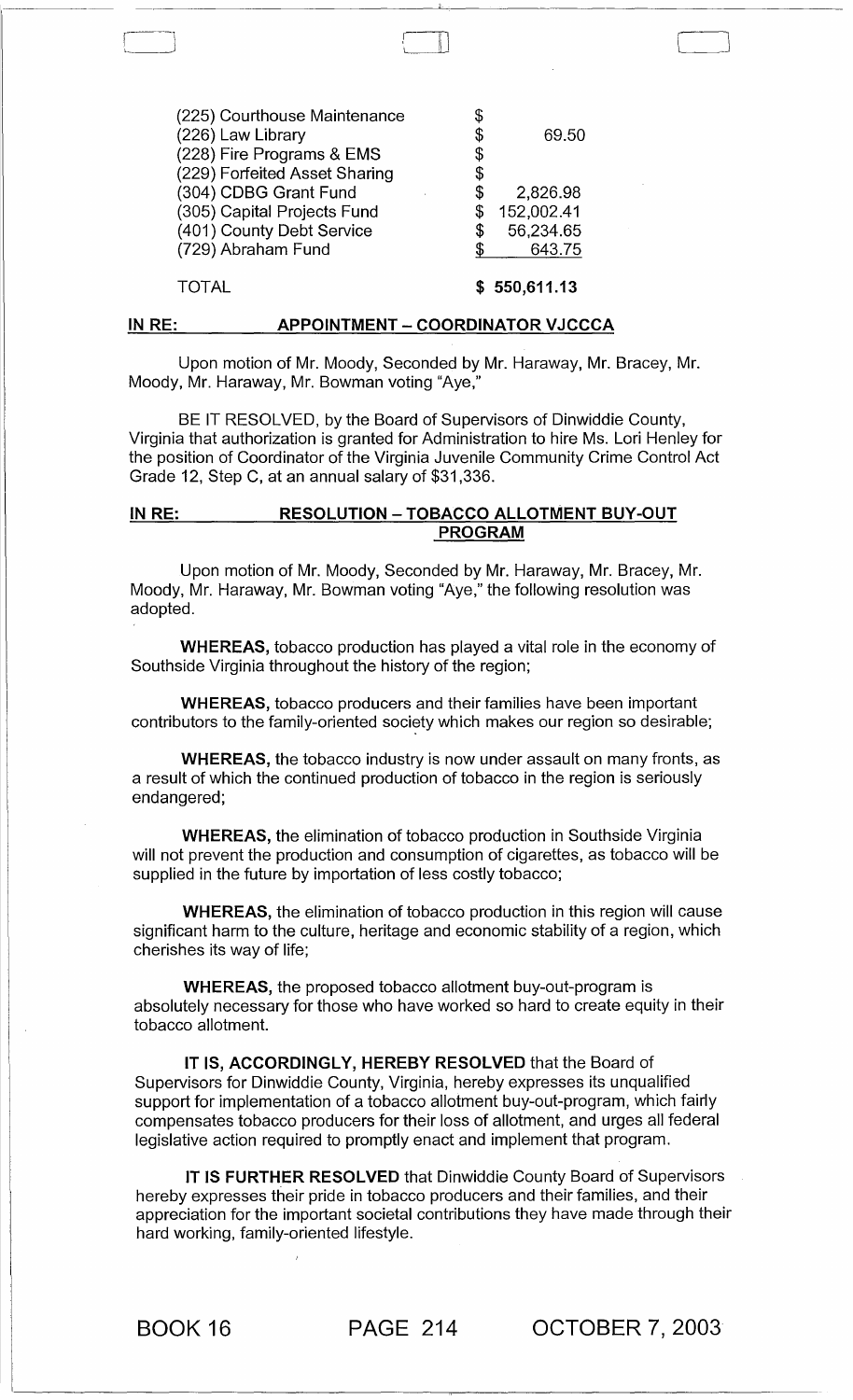| | | |
|---|---|---|
| (225) Courthouse Maintenance | $ | |
| (226) Law Library | $ | 69.50 |
| (228) Fire Programs & EMS | $ | |
| (229) Forfeited Asset Sharing | $ | |
| (304) CDBG Grant Fund | $ | 2,826.98 |
| (305) Capital Projects Fund | $ | 152,002.41 |
| (401) County Debt Service | $ | 56,234.65 |
| (729) Abraham Fund | $ | 643.75 |
| TOTAL | $ | 550,611.13 |

**IN RE: APPOINTMENT – COORDINATOR VJCCCA**

Upon motion of Mr. Moody, Seconded by Mr. Haraway, Mr. Bracey, Mr. Moody, Mr. Haraway, Mr. Bowman voting "Aye,"

BE IT RESOLVED, by the Board of Supervisors of Dinwiddie County, Virginia that authorization is granted for Administration to hire Ms. Lori Henley for the position of Coordinator of the Virginia Juvenile Community Crime Control Act Grade 12, Step C, at an annual salary of $31,336.

**IN RE: RESOLUTION – TOBACCO ALLOTMENT BUY-OUT PROGRAM**

Upon motion of Mr. Moody, Seconded by Mr. Haraway, Mr. Bracey, Mr. Moody, Mr. Haraway, Mr. Bowman voting "Aye," the following resolution was adopted.

**WHEREAS,** tobacco production has played a vital role in the economy of Southside Virginia throughout the history of the region;

**WHEREAS,** tobacco producers and their families have been important contributors to the family-oriented society which makes our region so desirable;

**WHEREAS,** the tobacco industry is now under assault on many fronts, as a result of which the continued production of tobacco in the region is seriously endangered;

**WHEREAS,** the elimination of tobacco production in Southside Virginia will not prevent the production and consumption of cigarettes, as tobacco will be supplied in the future by importation of less costly tobacco;

**WHEREAS,** the elimination of tobacco production in this region will cause significant harm to the culture, heritage and economic stability of a region, which cherishes its way of life;

**WHEREAS,** the proposed tobacco allotment buy-out-program is absolutely necessary for those who have worked so hard to create equity in their tobacco allotment.

**IT IS, ACCORDINGLY, HEREBY RESOLVED** that the Board of Supervisors for Dinwiddie County, Virginia, hereby expresses its unqualified support for implementation of a tobacco allotment buy-out-program, which fairly compensates tobacco producers for their loss of allotment, and urges all federal legislative action required to promptly enact and implement that program.

**IT IS FURTHER RESOLVED** that Dinwiddie County Board of Supervisors hereby expresses their pride in tobacco producers and their families, and their appreciation for the important societal contributions they have made through their hard working, family-oriented lifestyle.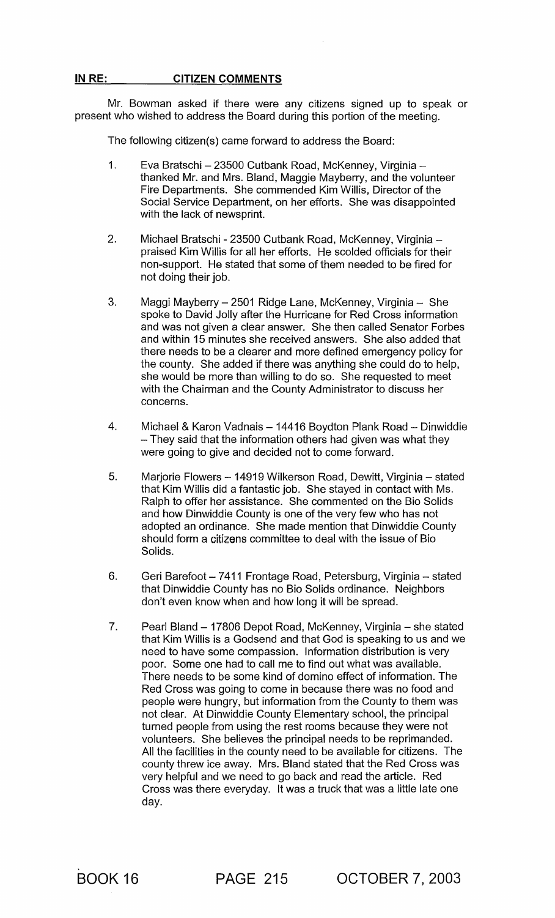**IN RE: CITIZEN COMMENTS**

Mr. Bowman asked if there were any citizens signed up to speak or present who wished to address the Board during this portion of the meeting.

The following citizen(s) came forward to address the Board:

1. Eva Bratschi – 23500 Cutbank Road, McKenney, Virginia – thanked Mr. and Mrs. Bland, Maggie Mayberry, and the volunteer Fire Departments. She commended Kim Willis, Director of the Social Service Department, on her efforts. She was disappointed with the lack of newsprint.

2. Michael Bratschi - 23500 Cutbank Road, McKenney, Virginia – praised Kim Willis for all her efforts. He scolded officials for their non-support. He stated that some of them needed to be fired for not doing their job.

3. Maggi Mayberry – 2501 Ridge Lane, McKenney, Virginia – She spoke to David Jolly after the Hurricane for Red Cross information and was not given a clear answer. She then called Senator Forbes and within 15 minutes she received answers. She also added that there needs to be a clearer and more defined emergency policy for the county. She added if there was anything she could do to help, she would be more than willing to do so. She requested to meet with the Chairman and the County Administrator to discuss her concerns.

4. Michael & Karon Vadnais – 14416 Boydton Plank Road – Dinwiddie – They said that the information others had given was what they were going to give and decided not to come forward.

5. Marjorie Flowers – 14919 Wilkerson Road, Dewitt, Virginia – stated that Kim Willis did a fantastic job. She stayed in contact with Ms. Ralph to offer her assistance. She commented on the Bio Solids and how Dinwiddie County is one of the very few who has not adopted an ordinance. She made mention that Dinwiddie County should form a citizens committee to deal with the issue of Bio Solids.

6. Geri Barefoot – 7411 Frontage Road, Petersburg, Virginia – stated that Dinwiddie County has no Bio Solids ordinance. Neighbors don't even know when and how long it will be spread.

7. Pearl Bland – 17806 Depot Road, McKenney, Virginia – she stated that Kim Willis is a Godsend and that God is speaking to us and we need to have some compassion. Information distribution is very poor. Some one had to call me to find out what was available. There needs to be some kind of domino effect of information. The Red Cross was going to come in because there was no food and people were hungry, but information from the County to them was not clear. At Dinwiddie County Elementary school, the principal turned people from using the rest rooms because they were not volunteers. She believes the principal needs to be reprimanded. All the facilities in the county need to be available for citizens. The county threw ice away. Mrs. Bland stated that the Red Cross was very helpful and we need to go back and read the article. Red Cross was there everyday. It was a truck that was a little late one day.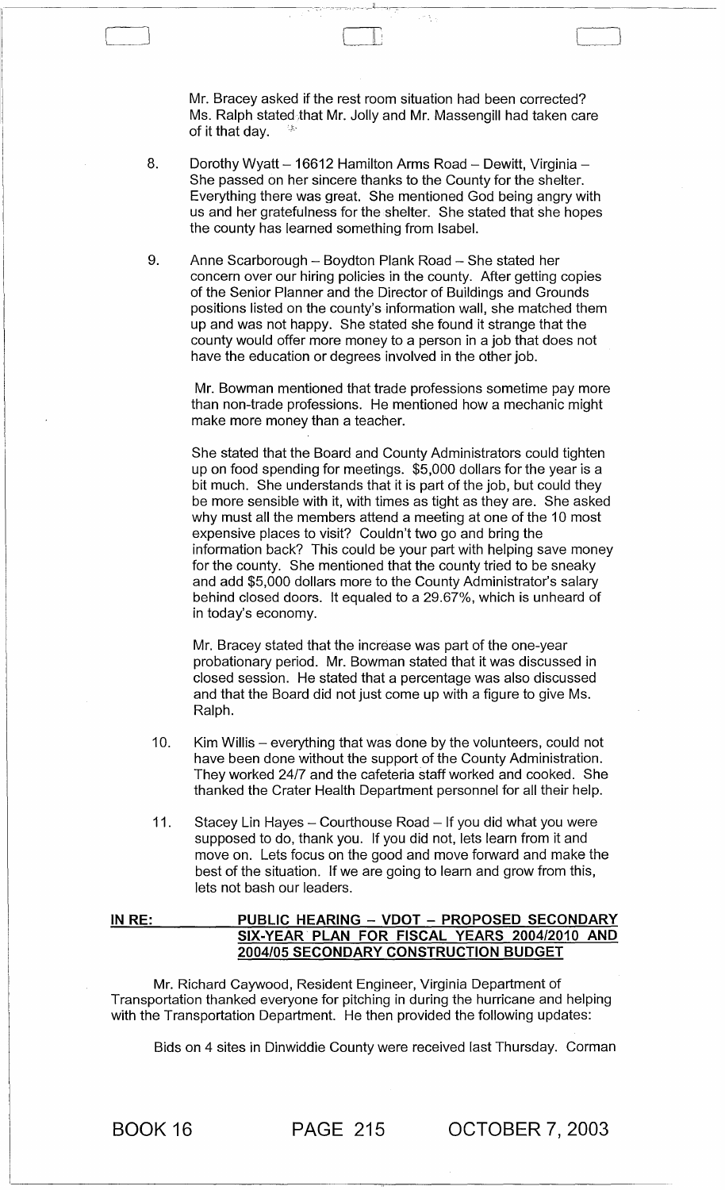Mr. Bracey asked if the rest room situation had been corrected? Ms. Ralph stated that Mr. Jolly and Mr. Massengill had taken care of it that day.

8. Dorothy Wyatt – 16612 Hamilton Arms Road – Dewitt, Virginia – She passed on her sincere thanks to the County for the shelter. Everything there was great. She mentioned God being angry with us and her gratefulness for the shelter. She stated that she hopes the county has learned something from Isabel.

9. Anne Scarborough – Boydton Plank Road – She stated her concern over our hiring policies in the county. After getting copies of the Senior Planner and the Director of Buildings and Grounds positions listed on the county's information wall, she matched them up and was not happy. She stated she found it strange that the county would offer more money to a person in a job that does not have the education or degrees involved in the other job.

   Mr. Bowman mentioned that trade professions sometime pay more than non-trade professions. He mentioned how a mechanic might make more money than a teacher.

   She stated that the Board and County Administrators could tighten up on food spending for meetings. $5,000 dollars for the year is a bit much. She understands that it is part of the job, but could they be more sensible with it, with times as tight as they are. She asked why must all the members attend a meeting at one of the 10 most expensive places to visit? Couldn't two go and bring the information back? This could be your part with helping save money for the county. She mentioned that the county tried to be sneaky and add $5,000 dollars more to the County Administrator's salary behind closed doors. It equaled to a 29.67%, which is unheard of in today's economy.

   Mr. Bracey stated that the increase was part of the one-year probationary period. Mr. Bowman stated that it was discussed in closed session. He stated that a percentage was also discussed and that the Board did not just come up with a figure to give Ms. Ralph.

10. Kim Willis – everything that was done by the volunteers, could not have been done without the support of the County Administration. They worked 24/7 and the cafeteria staff worked and cooked. She thanked the Crater Health Department personnel for all their help.

11. Stacey Lin Hayes – Courthouse Road – If you did what you were supposed to do, thank you. If you did not, lets learn from it and move on. Lets focus on the good and move forward and make the best of the situation. If we are going to learn and grow from this, lets not bash our leaders.

**IN RE: PUBLIC HEARING – VDOT – PROPOSED SECONDARY SIX-YEAR PLAN FOR FISCAL YEARS 2004/2010 AND 2004/05 SECONDARY CONSTRUCTION BUDGET**

Mr. Richard Caywood, Resident Engineer, Virginia Department of Transportation thanked everyone for pitching in during the hurricane and helping with the Transportation Department. He then provided the following updates:

Bids on 4 sites in Dinwiddie County were received last Thursday. Corman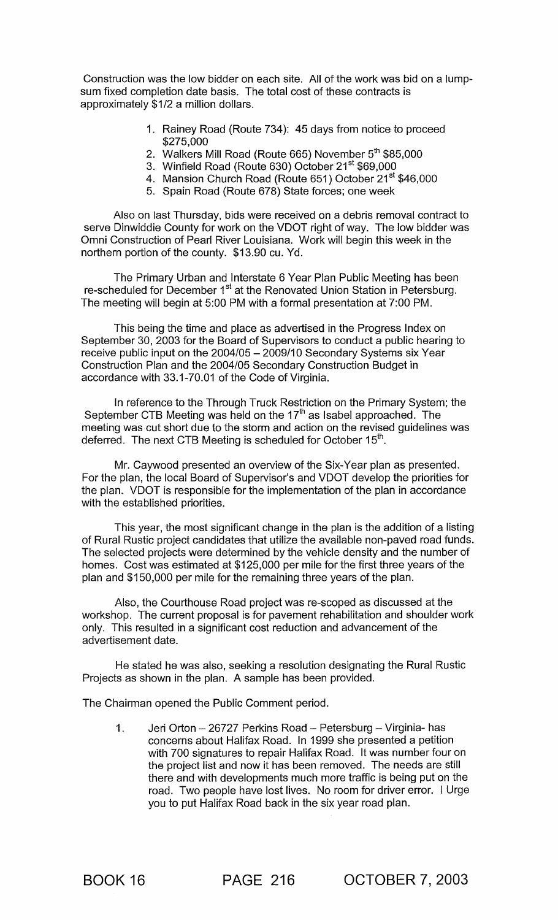Construction was the low bidder on each site. All of the work was bid on a lump-sum fixed completion date basis. The total cost of these contracts is approximately $1/2 a million dollars.

1. Rainey Road (Route 734): 45 days from notice to proceed $275,000
2. Walkers Mill Road (Route 665) November 5th $85,000
3. Winfield Road (Route 630) October 21st $69,000
4. Mansion Church Road (Route 651) October 21st $46,000
5. Spain Road (Route 678) State forces; one week

Also on last Thursday, bids were received on a debris removal contract to serve Dinwiddie County for work on the VDOT right of way. The low bidder was Omni Construction of Pearl River Louisiana. Work will begin this week in the northern portion of the county. $13.90 cu. Yd.

The Primary Urban and Interstate 6 Year Plan Public Meeting has been re-scheduled for December 1st at the Renovated Union Station in Petersburg. The meeting will begin at 5:00 PM with a formal presentation at 7:00 PM.

This being the time and place as advertised in the Progress Index on September 30, 2003 for the Board of Supervisors to conduct a public hearing to receive public input on the 2004/05 – 2009/10 Secondary Systems six Year Construction Plan and the 2004/05 Secondary Construction Budget in accordance with 33.1-70.01 of the Code of Virginia.

In reference to the Through Truck Restriction on the Primary System; the September CTB Meeting was held on the 17th as Isabel approached. The meeting was cut short due to the storm and action on the revised guidelines was deferred. The next CTB Meeting is scheduled for October 15th.

Mr. Caywood presented an overview of the Six-Year plan as presented. For the plan, the local Board of Supervisor's and VDOT develop the priorities for the plan. VDOT is responsible for the implementation of the plan in accordance with the established priorities.

This year, the most significant change in the plan is the addition of a listing of Rural Rustic project candidates that utilize the available non-paved road funds. The selected projects were determined by the vehicle density and the number of homes. Cost was estimated at $125,000 per mile for the first three years of the plan and $150,000 per mile for the remaining three years of the plan.

Also, the Courthouse Road project was re-scoped as discussed at the workshop. The current proposal is for pavement rehabilitation and shoulder work only. This resulted in a significant cost reduction and advancement of the advertisement date.

He stated he was also, seeking a resolution designating the Rural Rustic Projects as shown in the plan. A sample has been provided.

The Chairman opened the Public Comment period.

1. Jeri Orton – 26727 Perkins Road – Petersburg – Virginia- has concerns about Halifax Road. In 1999 she presented a petition with 700 signatures to repair Halifax Road. It was number four on the project list and now it has been removed. The needs are still there and with developments much more traffic is being put on the road. Two people have lost lives. No room for driver error. I Urge you to put Halifax Road back in the six year road plan.

BOOK 16 PAGE 216 OCTOBER 7, 2003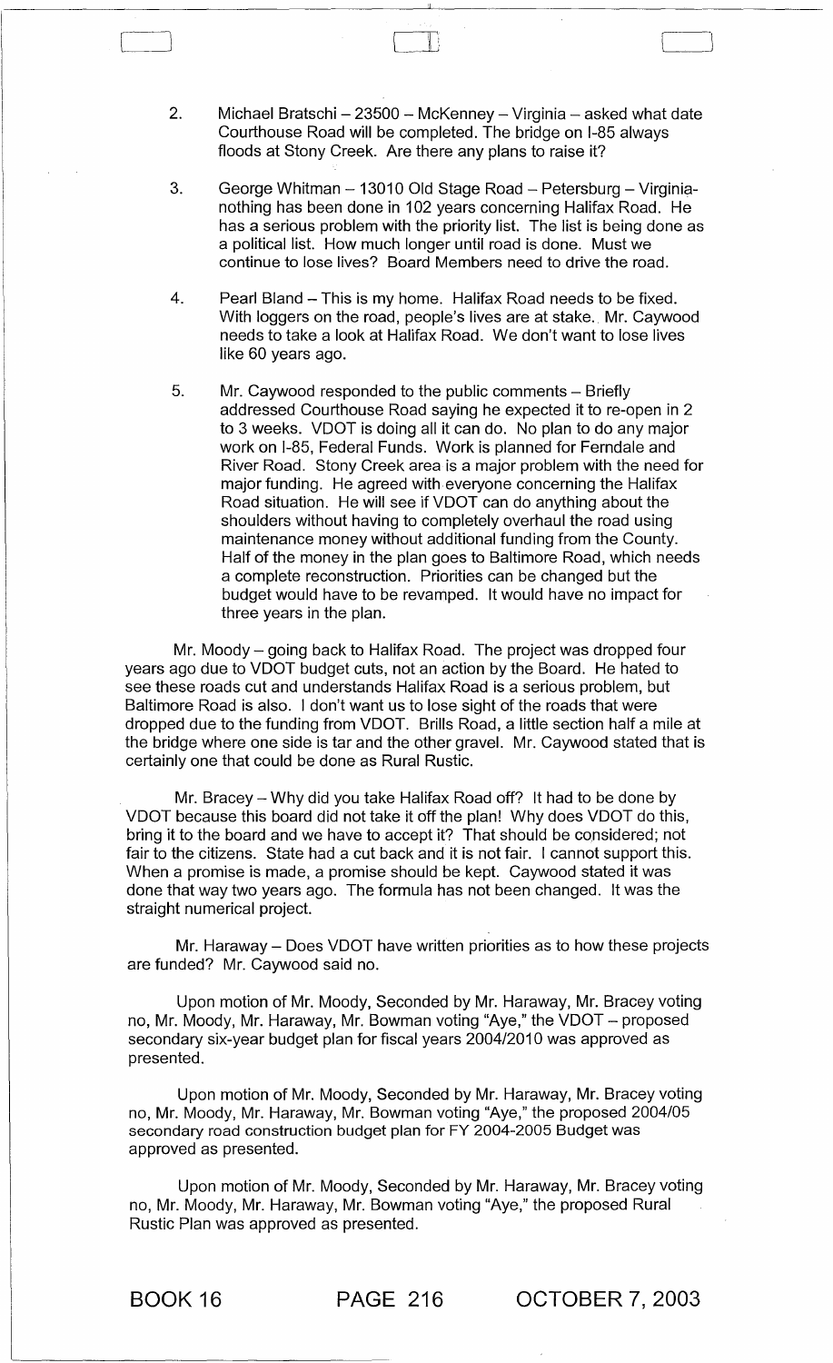2. Michael Bratschi – 23500 – McKenney – Virginia – asked what date Courthouse Road will be completed. The bridge on I-85 always floods at Stony Creek. Are there any plans to raise it?

3. George Whitman – 13010 Old Stage Road – Petersburg – Virginia- nothing has been done in 102 years concerning Halifax Road. He has a serious problem with the priority list. The list is being done as a political list. How much longer until road is done. Must we continue to lose lives? Board Members need to drive the road.

4. Pearl Bland – This is my home. Halifax Road needs to be fixed. With loggers on the road, people's lives are at stake. Mr. Caywood needs to take a look at Halifax Road. We don't want to lose lives like 60 years ago.

5. Mr. Caywood responded to the public comments – Briefly addressed Courthouse Road saying he expected it to re-open in 2 to 3 weeks. VDOT is doing all it can do. No plan to do any major work on I-85, Federal Funds. Work is planned for Ferndale and River Road. Stony Creek area is a major problem with the need for major funding. He agreed with everyone concerning the Halifax Road situation. He will see if VDOT can do anything about the shoulders without having to completely overhaul the road using maintenance money without additional funding from the County. Half of the money in the plan goes to Baltimore Road, which needs a complete reconstruction. Priorities can be changed but the budget would have to be revamped. It would have no impact for three years in the plan.

Mr. Moody – going back to Halifax Road. The project was dropped four years ago due to VDOT budget cuts, not an action by the Board. He hated to see these roads cut and understands Halifax Road is a serious problem, but Baltimore Road is also. I don't want us to lose sight of the roads that were dropped due to the funding from VDOT. Brills Road, a little section half a mile at the bridge where one side is tar and the other gravel. Mr. Caywood stated that is certainly one that could be done as Rural Rustic.

Mr. Bracey – Why did you take Halifax Road off? It had to be done by VDOT because this board did not take it off the plan! Why does VDOT do this, bring it to the board and we have to accept it? That should be considered; not fair to the citizens. State had a cut back and it is not fair. I cannot support this. When a promise is made, a promise should be kept. Caywood stated it was done that way two years ago. The formula has not been changed. It was the straight numerical project.

Mr. Haraway – Does VDOT have written priorities as to how these projects are funded? Mr. Caywood said no.

Upon motion of Mr. Moody, Seconded by Mr. Haraway, Mr. Bracey voting no, Mr. Moody, Mr. Haraway, Mr. Bowman voting "Aye," the VDOT – proposed secondary six-year budget plan for fiscal years 2004/2010 was approved as presented.

Upon motion of Mr. Moody, Seconded by Mr. Haraway, Mr. Bracey voting no, Mr. Moody, Mr. Haraway, Mr. Bowman voting "Aye," the proposed 2004/05 secondary road construction budget plan for FY 2004-2005 Budget was approved as presented.

Upon motion of Mr. Moody, Seconded by Mr. Haraway, Mr. Bracey voting no, Mr. Moody, Mr. Haraway, Mr. Bowman voting "Aye," the proposed Rural Rustic Plan was approved as presented.

BOOK 16 PAGE 216 OCTOBER 7, 2003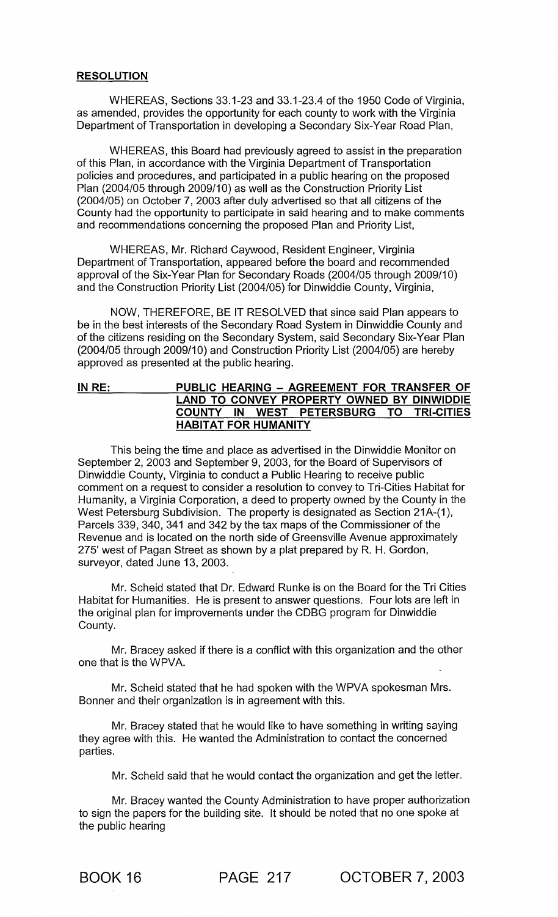**RESOLUTION**

WHEREAS, Sections 33.1-23 and 33.1-23.4 of the 1950 Code of Virginia, as amended, provides the opportunity for each county to work with the Virginia Department of Transportation in developing a Secondary Six-Year Road Plan,

WHEREAS, this Board had previously agreed to assist in the preparation of this Plan, in accordance with the Virginia Department of Transportation policies and procedures, and participated in a public hearing on the proposed Plan (2004/05 through 2009/10) as well as the Construction Priority List (2004/05) on October 7, 2003 after duly advertised so that all citizens of the County had the opportunity to participate in said hearing and to make comments and recommendations concerning the proposed Plan and Priority List,

WHEREAS, Mr. Richard Caywood, Resident Engineer, Virginia Department of Transportation, appeared before the board and recommended approval of the Six-Year Plan for Secondary Roads (2004/05 through 2009/10) and the Construction Priority List (2004/05) for Dinwiddie County, Virginia,

NOW, THEREFORE, BE IT RESOLVED that since said Plan appears to be in the best interests of the Secondary Road System in Dinwiddie County and of the citizens residing on the Secondary System, said Secondary Six-Year Plan (2004/05 through 2009/10) and Construction Priority List (2004/05) are hereby approved as presented at the public hearing.

**IN RE: PUBLIC HEARING – AGREEMENT FOR TRANSFER OF LAND TO CONVEY PROPERTY OWNED BY DINWIDDIE COUNTY IN WEST PETERSBURG TO TRI-CITIES HABITAT FOR HUMANITY**

This being the time and place as advertised in the Dinwiddie Monitor on September 2, 2003 and September 9, 2003, for the Board of Supervisors of Dinwiddie County, Virginia to conduct a Public Hearing to receive public comment on a request to consider a resolution to convey to Tri-Cities Habitat for Humanity, a Virginia Corporation, a deed to property owned by the County in the West Petersburg Subdivision. The property is designated as Section 21A-(1), Parcels 339, 340, 341 and 342 by the tax maps of the Commissioner of the Revenue and is located on the north side of Greensville Avenue approximately 275' west of Pagan Street as shown by a plat prepared by R. H. Gordon, surveyor, dated June 13, 2003.

Mr. Scheid stated that Dr. Edward Runke is on the Board for the Tri Cities Habitat for Humanities. He is present to answer questions. Four lots are left in the original plan for improvements under the CDBG program for Dinwiddie County.

Mr. Bracey asked if there is a conflict with this organization and the other one that is the WPVA.

Mr. Scheid stated that he had spoken with the WPVA spokesman Mrs. Bonner and their organization is in agreement with this.

Mr. Bracey stated that he would like to have something in writing saying they agree with this. He wanted the Administration to contact the concerned parties.

Mr. Scheid said that he would contact the organization and get the letter.

Mr. Bracey wanted the County Administration to have proper authorization to sign the papers for the building site. It should be noted that no one spoke at the public hearing

BOOK 16 PAGE 217 OCTOBER 7, 2003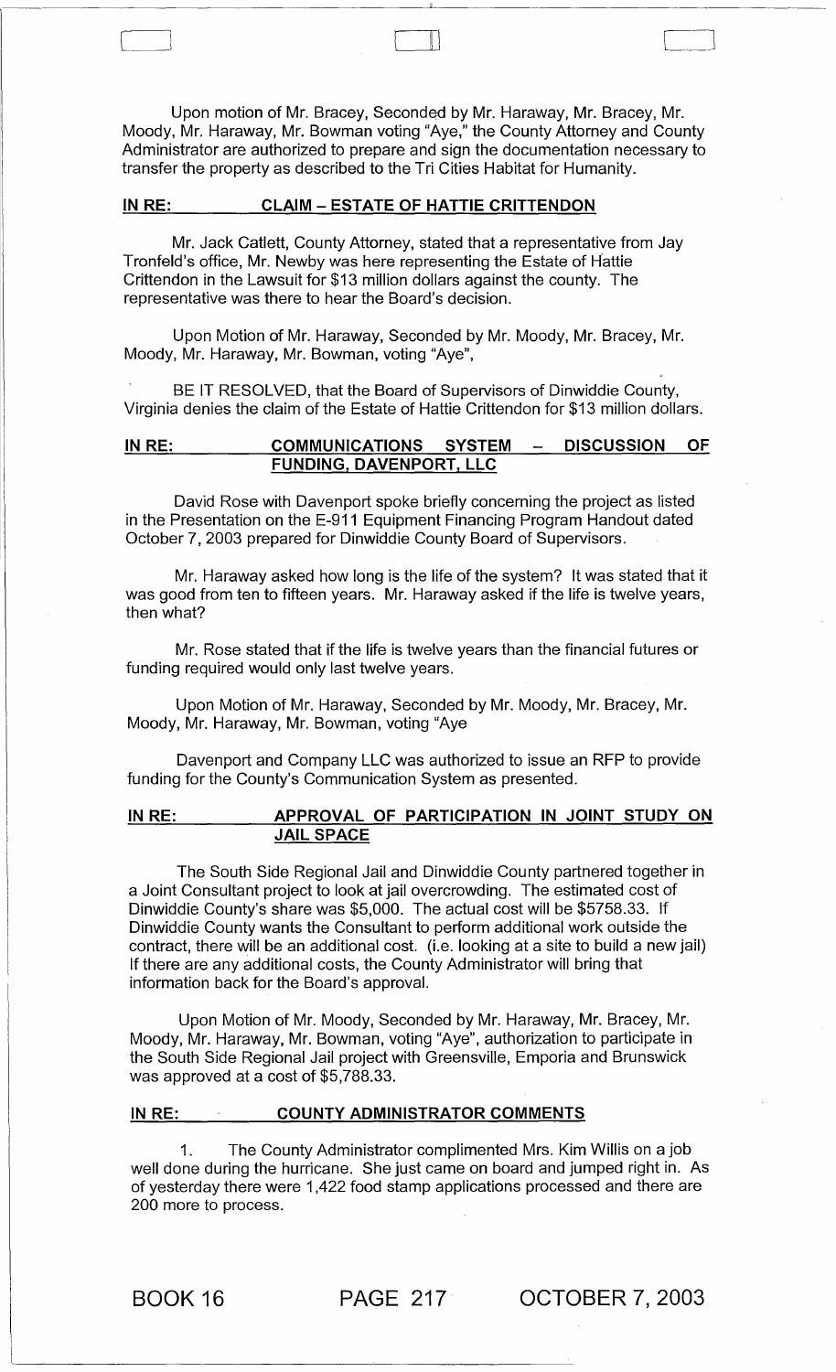Upon motion of Mr. Bracey, Seconded by Mr. Haraway, Mr. Bracey, Mr. Moody, Mr. Haraway, Mr. Bowman voting "Aye," the County Attorney and County Administrator are authorized to prepare and sign the documentation necessary to transfer the property as described to the Tri Cities Habitat for Humanity.

**IN RE: CLAIM – ESTATE OF HATTIE CRITTENDON**

Mr. Jack Catlett, County Attorney, stated that a representative from Jay Tronfeld's office, Mr. Newby was here representing the Estate of Hattie Crittendon in the Lawsuit for $13 million dollars against the county. The representative was there to hear the Board's decision.

Upon Motion of Mr. Haraway, Seconded by Mr. Moody, Mr. Bracey, Mr. Moody, Mr. Haraway, Mr. Bowman, voting "Aye",

BE IT RESOLVED, that the Board of Supervisors of Dinwiddie County, Virginia denies the claim of the Estate of Hattie Crittendon for $13 million dollars.

**IN RE: COMMUNICATIONS SYSTEM – DISCUSSION OF FUNDING, DAVENPORT, LLC**

David Rose with Davenport spoke briefly concerning the project as listed in the Presentation on the E-911 Equipment Financing Program Handout dated October 7, 2003 prepared for Dinwiddie County Board of Supervisors.

Mr. Haraway asked how long is the life of the system? It was stated that it was good from ten to fifteen years. Mr. Haraway asked if the life is twelve years, then what?

Mr. Rose stated that if the life is twelve years than the financial futures or funding required would only last twelve years.

Upon Motion of Mr. Haraway, Seconded by Mr. Moody, Mr. Bracey, Mr. Moody, Mr. Haraway, Mr. Bowman, voting "Aye

Davenport and Company LLC was authorized to issue an RFP to provide funding for the County's Communication System as presented.

**IN RE: APPROVAL OF PARTICIPATION IN JOINT STUDY ON JAIL SPACE**

The South Side Regional Jail and Dinwiddie County partnered together in a Joint Consultant project to look at jail overcrowding. The estimated cost of Dinwiddie County's share was $5,000. The actual cost will be $5758.33. If Dinwiddie County wants the Consultant to perform additional work outside the contract, there will be an additional cost. (i.e. looking at a site to build a new jail) If there are any additional costs, the County Administrator will bring that information back for the Board's approval.

Upon Motion of Mr. Moody, Seconded by Mr. Haraway, Mr. Bracey, Mr. Moody, Mr. Haraway, Mr. Bowman, voting "Aye", authorization to participate in the South Side Regional Jail project with Greensville, Emporia and Brunswick was approved at a cost of $5,788.33.

**IN RE: COUNTY ADMINISTRATOR COMMENTS**

1. The County Administrator complimented Mrs. Kim Willis on a job well done during the hurricane. She just came on board and jumped right in. As of yesterday there were 1,422 food stamp applications processed and there are 200 more to process.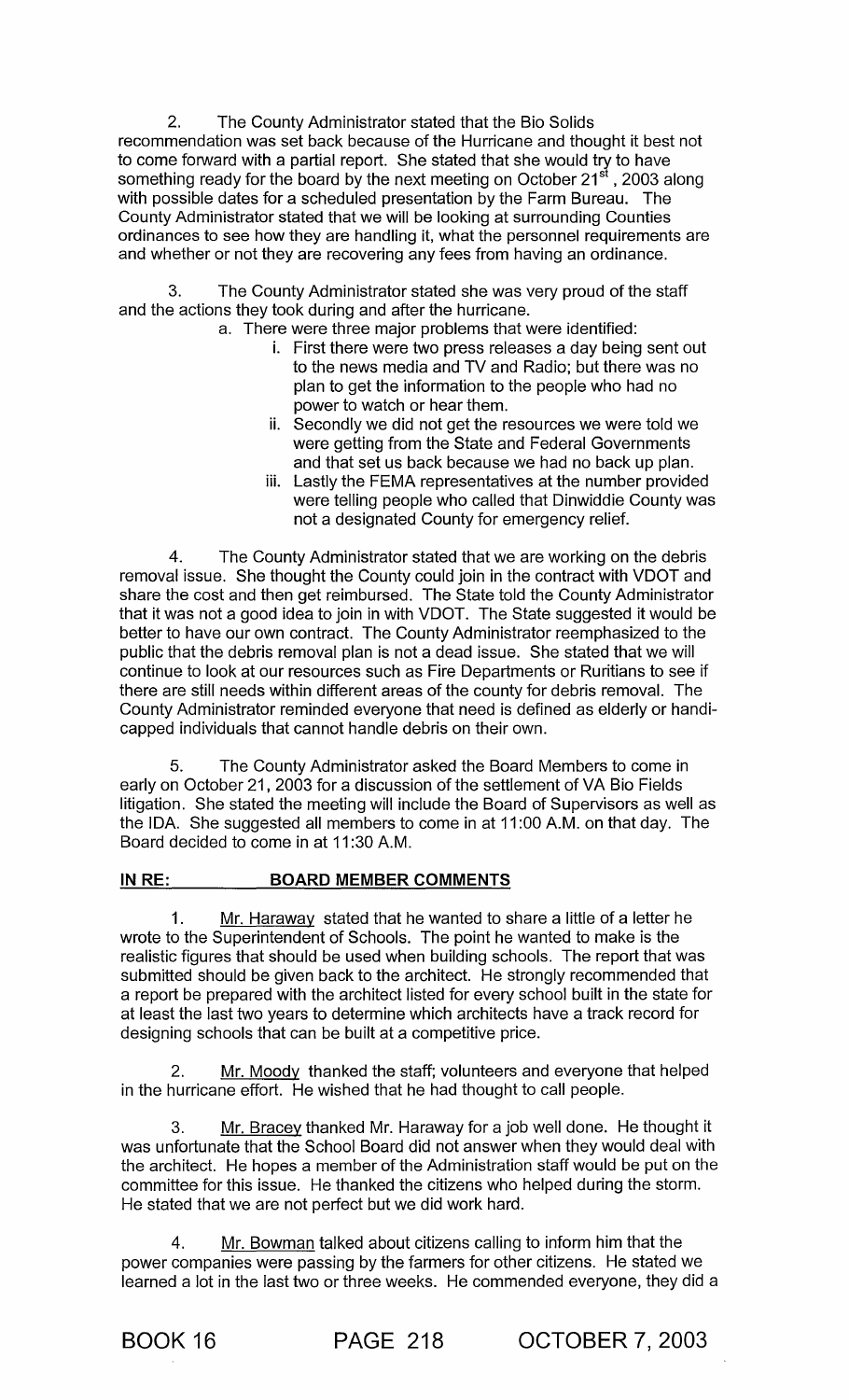2. The County Administrator stated that the Bio Solids recommendation was set back because of the Hurricane and thought it best not to come forward with a partial report. She stated that she would try to have something ready for the board by the next meeting on October 21st, 2003 along with possible dates for a scheduled presentation by the Farm Bureau. The County Administrator stated that we will be looking at surrounding Counties ordinances to see how they are handling it, what the personnel requirements are and whether or not they are recovering any fees from having an ordinance.

3. The County Administrator stated she was very proud of the staff and the actions they took during and after the hurricane.

   a. There were three major problems that were identified:

      i. First there were two press releases a day being sent out to the news media and TV and Radio; but there was no plan to get the information to the people who had no power to watch or hear them.

      ii. Secondly we did not get the resources we were told we were getting from the State and Federal Governments and that set us back because we had no back up plan.

      iii. Lastly the FEMA representatives at the number provided were telling people who called that Dinwiddie County was not a designated County for emergency relief.

4. The County Administrator stated that we are working on the debris removal issue. She thought the County could join in the contract with VDOT and share the cost and then get reimbursed. The State told the County Administrator that it was not a good idea to join in with VDOT. The State suggested it would be better to have our own contract. The County Administrator reemphasized to the public that the debris removal plan is not a dead issue. She stated that we will continue to look at our resources such as Fire Departments or Ruritians to see if there are still needs within different areas of the county for debris removal. The County Administrator reminded everyone that need is defined as elderly or handi-capped individuals that cannot handle debris on their own.

5. The County Administrator asked the Board Members to come in early on October 21, 2003 for a discussion of the settlement of VA Bio Fields litigation. She stated the meeting will include the Board of Supervisors as well as the IDA. She suggested all members to come in at 11:00 A.M. on that day. The Board decided to come in at 11:30 A.M.

**IN RE: BOARD MEMBER COMMENTS**

1. Mr. Haraway stated that he wanted to share a little of a letter he wrote to the Superintendent of Schools. The point he wanted to make is the realistic figures that should be used when building schools. The report that was submitted should be given back to the architect. He strongly recommended that a report be prepared with the architect listed for every school built in the state for at least the last two years to determine which architects have a track record for designing schools that can be built at a competitive price.

2. Mr. Moody thanked the staff; volunteers and everyone that helped in the hurricane effort. He wished that he had thought to call people.

3. Mr. Bracey thanked Mr. Haraway for a job well done. He thought it was unfortunate that the School Board did not answer when they would deal with the architect. He hopes a member of the Administration staff would be put on the committee for this issue. He thanked the citizens who helped during the storm. He stated that we are not perfect but we did work hard.

4. Mr. Bowman talked about citizens calling to inform him that the power companies were passing by the farmers for other citizens. He stated we learned a lot in the last two or three weeks. He commended everyone, they did a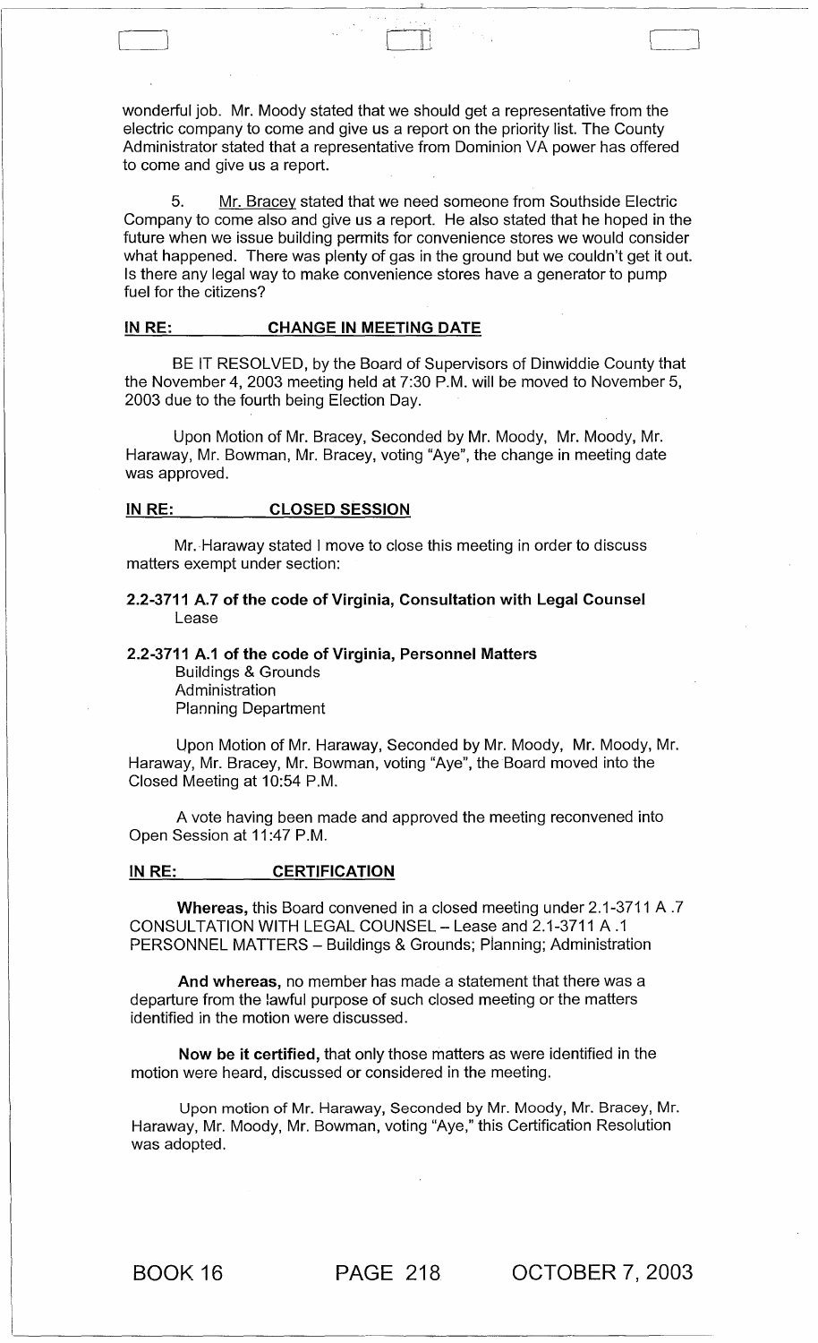wonderful job. Mr. Moody stated that we should get a representative from the electric company to come and give us a report on the priority list. The County Administrator stated that a representative from Dominion VA power has offered to come and give us a report.

5. Mr. Bracey stated that we need someone from Southside Electric Company to come also and give us a report. He also stated that he hoped in the future when we issue building permits for convenience stores we would consider what happened. There was plenty of gas in the ground but we couldn't get it out. Is there any legal way to make convenience stores have a generator to pump fuel for the citizens?

## IN RE: CHANGE IN MEETING DATE

BE IT RESOLVED, by the Board of Supervisors of Dinwiddie County that the November 4, 2003 meeting held at 7:30 P.M. will be moved to November 5, 2003 due to the fourth being Election Day.

Upon Motion of Mr. Bracey, Seconded by Mr. Moody, Mr. Moody, Mr. Haraway, Mr. Bowman, Mr. Bracey, voting "Aye", the change in meeting date was approved.

## IN RE: CLOSED SESSION

Mr. Haraway stated I move to close this meeting in order to discuss matters exempt under section:

**2.2-3711 A.7 of the code of Virginia, Consultation with Legal Counsel**
Lease

**2.2-3711 A.1 of the code of Virginia, Personnel Matters**
Buildings & Grounds
Administration
Planning Department

Upon Motion of Mr. Haraway, Seconded by Mr. Moody, Mr. Moody, Mr. Haraway, Mr. Bracey, Mr. Bowman, voting "Aye", the Board moved into the Closed Meeting at 10:54 P.M.

A vote having been made and approved the meeting reconvened into Open Session at 11:47 P.M.

## IN RE: CERTIFICATION

**Whereas,** this Board convened in a closed meeting under 2.1-3711 A .7 CONSULTATION WITH LEGAL COUNSEL – Lease and 2.1-3711 A .1 PERSONNEL MATTERS – Buildings & Grounds; Planning; Administration

**And whereas,** no member has made a statement that there was a departure from the lawful purpose of such closed meeting or the matters identified in the motion were discussed.

**Now be it certified,** that only those matters as were identified in the motion were heard, discussed or considered in the meeting.

Upon motion of Mr. Haraway, Seconded by Mr. Moody, Mr. Bracey, Mr. Haraway, Mr. Moody, Mr. Bowman, voting "Aye," this Certification Resolution was adopted.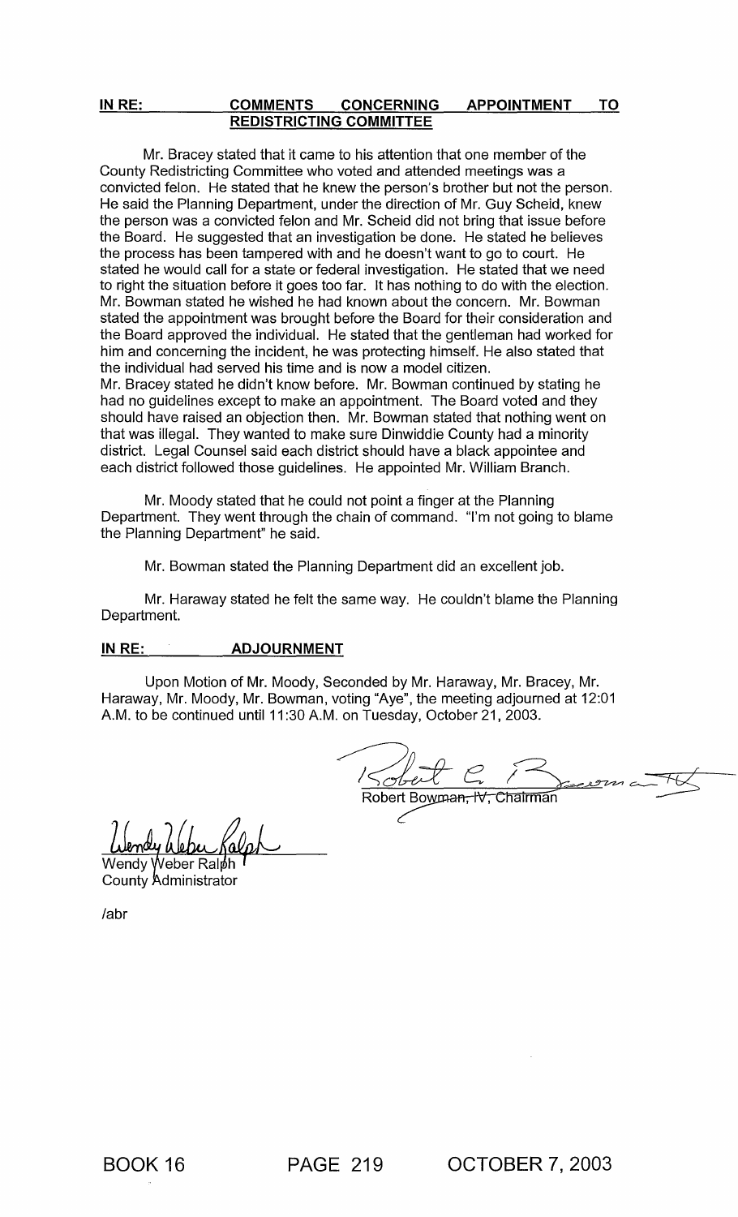**IN RE: COMMENTS CONCERNING APPOINTMENT TO REDISTRICTING COMMITTEE**

Mr. Bracey stated that it came to his attention that one member of the County Redistricting Committee who voted and attended meetings was a convicted felon. He stated that he knew the person's brother but not the person. He said the Planning Department, under the direction of Mr. Guy Scheid, knew the person was a convicted felon and Mr. Scheid did not bring that issue before the Board. He suggested that an investigation be done. He stated he believes the process has been tampered with and he doesn't want to go to court. He stated he would call for a state or federal investigation. He stated that we need to right the situation before it goes too far. It has nothing to do with the election. Mr. Bowman stated he wished he had known about the concern. Mr. Bowman stated the appointment was brought before the Board for their consideration and the Board approved the individual. He stated that the gentleman had worked for him and concerning the incident, he was protecting himself. He also stated that the individual had served his time and is now a model citizen.
Mr. Bracey stated he didn't know before. Mr. Bowman continued by stating he had no guidelines except to make an appointment. The Board voted and they should have raised an objection then. Mr. Bowman stated that nothing went on that was illegal. They wanted to make sure Dinwiddie County had a minority district. Legal Counsel said each district should have a black appointee and each district followed those guidelines. He appointed Mr. William Branch.

Mr. Moody stated that he could not point a finger at the Planning Department. They went through the chain of command. "I'm not going to blame the Planning Department" he said.

Mr. Bowman stated the Planning Department did an excellent job.

Mr. Haraway stated he felt the same way. He couldn't blame the Planning Department.

**IN RE: ADJOURNMENT**

Upon Motion of Mr. Moody, Seconded by Mr. Haraway, Mr. Bracey, Mr. Haraway, Mr. Moody, Mr. Bowman, voting "Aye", the meeting adjourned at 12:01 A.M. to be continued until 11:30 A.M. on Tuesday, October 21, 2003.

Robert Bowman, IV, Chairman

Wendy Weber Ralph
County Administrator

/abr

BOOK 16 PAGE 219 OCTOBER 7, 2003